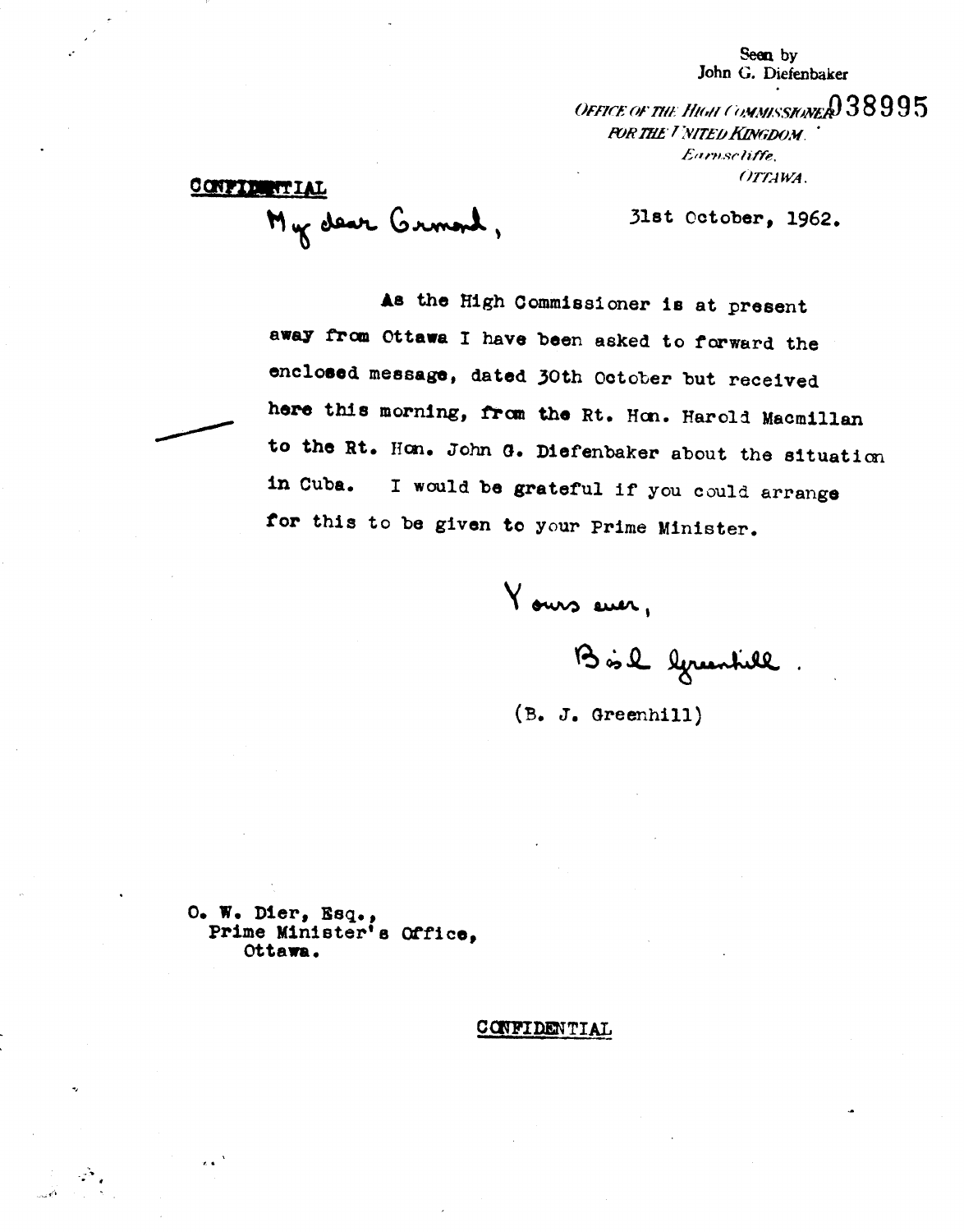Seen by
John G. Diefenbaker

OFFICE OF THE HIGH COMMISSIONER 038995
FOR THE UNITED KINGDOM.
Earnscliffe,
OTTAWA.

**CONFIDENTIAL**

My dear Ormond,

31st October, 1962.

As the High Commissioner is at present away from Ottawa I have been asked to forward the enclosed message, dated 30th October but received here this morning, from the Rt. Hon. Harold Macmillan to the Rt. Hon. John G. Diefenbaker about the situation in Cuba. I would be grateful if you could arrange for this to be given to your Prime Minister.

Yours ever,

Basil Greenhill

(B. J. Greenhill)

O. W. Dier, Esq.,
Prime Minister's Office,
Ottawa.

CONFIDENTIAL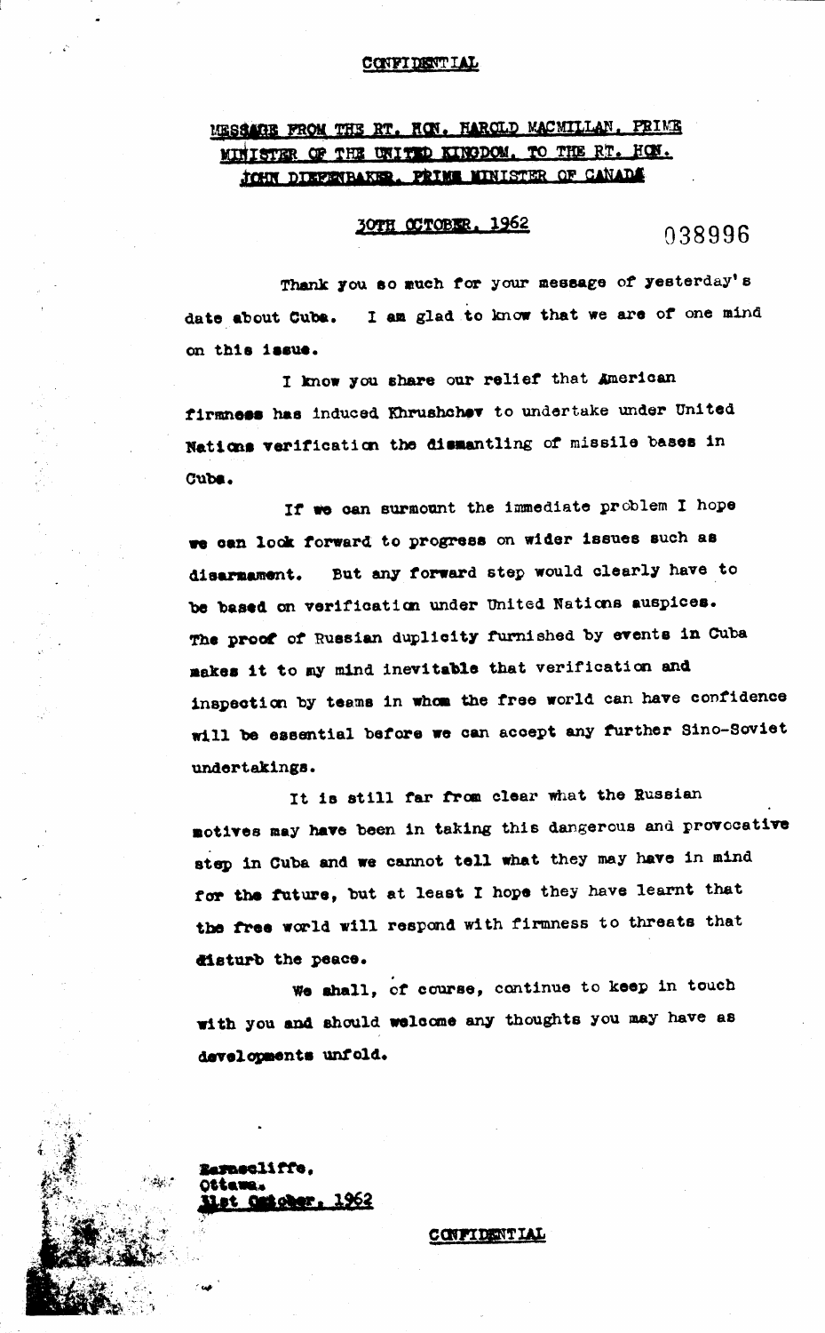CONFIDENTIAL

**MESSAGE FROM THE RT. HON. HAROLD MACMILLAN, PRIME MINISTER OF THE UNITED KINGDOM, TO THE RT. HON. JOHN DIEFENBAKER, PRIME MINISTER OF CANADA**

**30TH OCTOBER, 1962**

038996

Thank you so much for your message of yesterday's date about Cuba. I am glad to know that we are of one mind on this issue.

I know you share our relief that American firmness has induced Khrushchev to undertake under United Nations verification the dismantling of missile bases in Cuba.

If we can surmount the immediate problem I hope we can look forward to progress on wider issues such as disarmament. But any forward step would clearly have to be based on verification under United Nations auspices. The proof of Russian duplicity furnished by events in Cuba makes it to my mind inevitable that verification and inspection by teams in whom the free world can have confidence will be essential before we can accept any further Sino-Soviet undertakings.

It is still far from clear what the Russian motives may have been in taking this dangerous and provocative step in Cuba and we cannot tell what they may have in mind for the future, but at least I hope they have learnt that the free world will respond with firmness to threats that disturb the peace.

We shall, of course, continue to keep in touch with you and should welcome any thoughts you may have as developments unfold.

Earnscliffe,
Ottawa.
31st October, 1962

CONFIDENTIAL